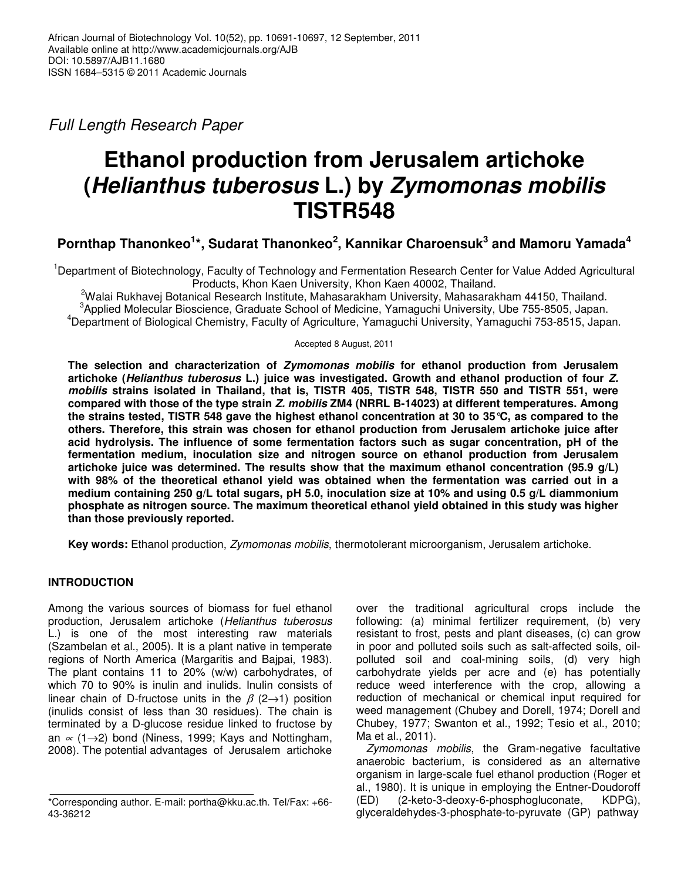African Journal of Biotechnology Vol. 10(52), pp. 10691-10697, 12 September, 2011
Available online at http://www.academicjournals.org/AJB
DOI: 10.5897/AJB11.1680
ISSN 1684–5315 © 2011 Academic Journals

*Full Length Research Paper*

# Ethanol production from Jerusalem artichoke (*Helianthus tuberosus* L.) by *Zymomonas mobilis* TISTR548

**Pornthap Thanonkeo[1]\*, Sudarat Thanonkeo[2], Kannikar Charoensuk[3] and Mamoru Yamada[4]**

[1]Department of Biotechnology, Faculty of Technology and Fermentation Research Center for Value Added Agricultural Products, Khon Kaen University, Khon Kaen 40002, Thailand.
[2]Walai Rukhavej Botanical Research Institute, Mahasarakham University, Mahasarakham 44150, Thailand.
[3]Applied Molecular Bioscience, Graduate School of Medicine, Yamaguchi University, Ube 755-8505, Japan.
[4]Department of Biological Chemistry, Faculty of Agriculture, Yamaguchi University, Yamaguchi 753-8515, Japan.

Accepted 8 August, 2011

**The selection and characterization of *Zymomonas mobilis* for ethanol production from Jerusalem artichoke (*Helianthus tuberosus* L.) juice was investigated. Growth and ethanol production of four *Z. mobilis* strains isolated in Thailand, that is, TISTR 405, TISTR 548, TISTR 550 and TISTR 551, were compared with those of the type strain *Z. mobilis* ZM4 (NRRL B-14023) at different temperatures. Among the strains tested, TISTR 548 gave the highest ethanol concentration at 30 to 35°C, as compared to the others. Therefore, this strain was chosen for ethanol production from Jerusalem artichoke juice after acid hydrolysis. The influence of some fermentation factors such as sugar concentration, pH of the fermentation medium, inoculation size and nitrogen source on ethanol production from Jerusalem artichoke juice was determined. The results show that the maximum ethanol concentration (95.9 g/L) with 98% of the theoretical ethanol yield was obtained when the fermentation was carried out in a medium containing 250 g/L total sugars, pH 5.0, inoculation size at 10% and using 0.5 g/L diammonium phosphate as nitrogen source. The maximum theoretical ethanol yield obtained in this study was higher than those previously reported.**

**Key words:** Ethanol production, *Zymomonas mobilis*, thermotolerant microorganism, Jerusalem artichoke.

## INTRODUCTION

Among the various sources of biomass for fuel ethanol production, Jerusalem artichoke (*Helianthus tuberosus* L.) is one of the most interesting raw materials (Szambelan et al., 2005). It is a plant native in temperate regions of North America (Margaritis and Bajpai, 1983). The plant contains 11 to 20% (w/w) carbohydrates, of which 70 to 90% is inulin and inulids. Inulin consists of linear chain of D-fructose units in the $\beta$ (2→1) position (inulids consist of less than 30 residues). The chain is terminated by a D-glucose residue linked to fructose by an $\propto$ (1→2) bond (Niness, 1999; Kays and Nottingham, 2008). The potential advantages of Jerusalem artichoke over the traditional agricultural crops include the following: (a) minimal fertilizer requirement, (b) very resistant to frost, pests and plant diseases, (c) can grow in poor and polluted soils such as salt-affected soils, oil-polluted soil and coal-mining soils, (d) very high carbohydrate yields per acre and (e) has potentially reduce weed interference with the crop, allowing a reduction of mechanical or chemical input required for weed management (Chubey and Dorell, 1974; Dorell and Chubey, 1977; Swanton et al., 1992; Tesio et al., 2010; Ma et al., 2011).

*Zymomonas mobilis*, the Gram-negative facultative anaerobic bacterium, is considered as an alternative organism in large-scale fuel ethanol production (Roger et al., 1980). It is unique in employing the Entner-Doudoroff (ED) (2-keto-3-deoxy-6-phosphogluconate, KDPG), glyceraldehydes-3-phosphate-to-pyruvate (GP) pathway

\*Corresponding author. E-mail: portha@kku.ac.th. Tel/Fax: +66-43-36212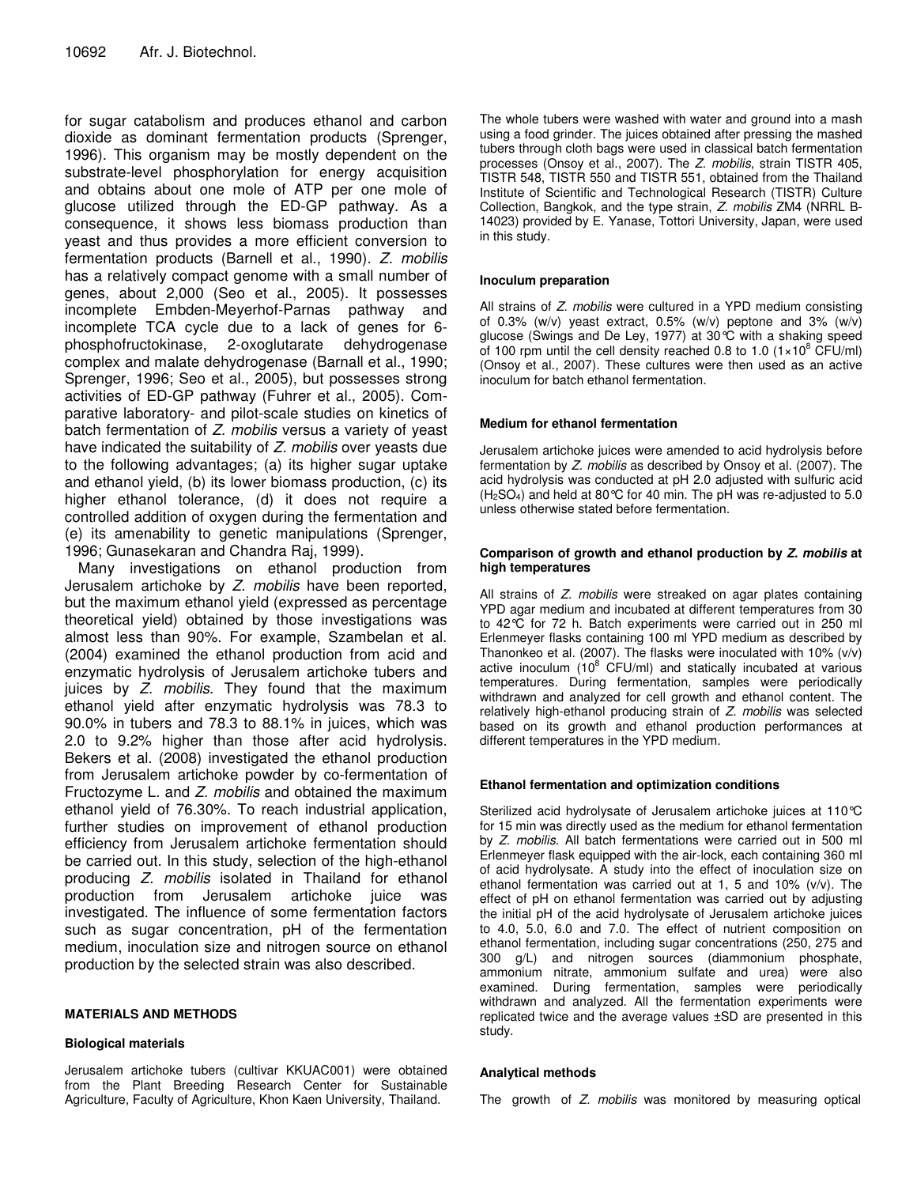for sugar catabolism and produces ethanol and carbon dioxide as dominant fermentation products (Sprenger, 1996). This organism may be mostly dependent on the substrate-level phosphorylation for energy acquisition and obtains about one mole of ATP per one mole of glucose utilized through the ED-GP pathway. As a consequence, it shows less biomass production than yeast and thus provides a more efficient conversion to fermentation products (Barnell et al., 1990). *Z. mobilis* has a relatively compact genome with a small number of genes, about 2,000 (Seo et al., 2005). It possesses incomplete Embden-Meyerhof-Parnas pathway and incomplete TCA cycle due to a lack of genes for 6-phosphofructokinase, 2-oxoglutarate dehydrogenase complex and malate dehydrogenase (Barnall et al., 1990; Sprenger, 1996; Seo et al., 2005), but possesses strong activities of ED-GP pathway (Fuhrer et al., 2005). Comparative laboratory- and pilot-scale studies on kinetics of batch fermentation of *Z. mobilis* versus a variety of yeast have indicated the suitability of *Z. mobilis* over yeasts due to the following advantages; (a) its higher sugar uptake and ethanol yield, (b) its lower biomass production, (c) its higher ethanol tolerance, (d) it does not require a controlled addition of oxygen during the fermentation and (e) its amenability to genetic manipulations (Sprenger, 1996; Gunasekaran and Chandra Raj, 1999).

Many investigations on ethanol production from Jerusalem artichoke by *Z. mobilis* have been reported, but the maximum ethanol yield (expressed as percentage theoretical yield) obtained by those investigations was almost less than 90%. For example, Szambelan et al. (2004) examined the ethanol production from acid and enzymatic hydrolysis of Jerusalem artichoke tubers and juices by *Z. mobilis*. They found that the maximum ethanol yield after enzymatic hydrolysis was 78.3 to 90.0% in tubers and 78.3 to 88.1% in juices, which was 2.0 to 9.2% higher than those after acid hydrolysis. Bekers et al. (2008) investigated the ethanol production from Jerusalem artichoke powder by co-fermentation of Fructozyme L. and *Z. mobilis* and obtained the maximum ethanol yield of 76.30%. To reach industrial application, further studies on improvement of ethanol production efficiency from Jerusalem artichoke fermentation should be carried out. In this study, selection of the high-ethanol producing *Z. mobilis* isolated in Thailand for ethanol production from Jerusalem artichoke juice was investigated. The influence of some fermentation factors such as sugar concentration, pH of the fermentation medium, inoculation size and nitrogen source on ethanol production by the selected strain was also described.

## MATERIALS AND METHODS

### Biological materials

Jerusalem artichoke tubers (cultivar KKUAC001) were obtained from the Plant Breeding Research Center for Sustainable Agriculture, Faculty of Agriculture, Khon Kaen University, Thailand. The whole tubers were washed with water and ground into a mash using a food grinder. The juices obtained after pressing the mashed tubers through cloth bags were used in classical batch fermentation processes (Onsoy et al., 2007). The *Z. mobilis*, strain TISTR 405, TISTR 548, TISTR 550 and TISTR 551, obtained from the Thailand Institute of Scientific and Technological Research (TISTR) Culture Collection, Bangkok, and the type strain, *Z. mobilis* ZM4 (NRRL B-14023) provided by E. Yanase, Tottori University, Japan, were used in this study.

### Inoculum preparation

All strains of *Z. mobilis* were cultured in a YPD medium consisting of 0.3% (w/v) yeast extract, 0.5% (w/v) peptone and 3% (w/v) glucose (Swings and De Ley, 1977) at 30°C with a shaking speed of 100 rpm until the cell density reached 0.8 to 1.0 ($1\times10^8$ CFU/ml) (Onsoy et al., 2007). These cultures were then used as an active inoculum for batch ethanol fermentation.

### Medium for ethanol fermentation

Jerusalem artichoke juices were amended to acid hydrolysis before fermentation by *Z. mobilis* as described by Onsoy et al. (2007). The acid hydrolysis was conducted at pH 2.0 adjusted with sulfuric acid ($H_2SO_4$) and held at 80°C for 40 min. The pH was re-adjusted to 5.0 unless otherwise stated before fermentation.

### Comparison of growth and ethanol production by *Z. mobilis* at high temperatures

All strains of *Z. mobilis* were streaked on agar plates containing YPD agar medium and incubated at different temperatures from 30 to 42°C for 72 h. Batch experiments were carried out in 250 ml Erlenmeyer flasks containing 100 ml YPD medium as described by Thanonkeo et al. (2007). The flasks were inoculated with 10% (v/v) active inoculum ($10^8$ CFU/ml) and statically incubated at various temperatures. During fermentation, samples were periodically withdrawn and analyzed for cell growth and ethanol content. The relatively high-ethanol producing strain of *Z. mobilis* was selected based on its growth and ethanol production performances at different temperatures in the YPD medium.

### Ethanol fermentation and optimization conditions

Sterilized acid hydrolysate of Jerusalem artichoke juices at 110°C for 15 min was directly used as the medium for ethanol fermentation by *Z. mobilis*. All batch fermentations were carried out in 500 ml Erlenmeyer flask equipped with the air-lock, each containing 360 ml of acid hydrolysate. A study into the effect of inoculation size on ethanol fermentation was carried out at 1, 5 and 10% (v/v). The effect of pH on ethanol fermentation was carried out by adjusting the initial pH of the acid hydrolysate of Jerusalem artichoke juices to 4.0, 5.0, 6.0 and 7.0. The effect of nutrient composition on ethanol fermentation, including sugar concentrations (250, 275 and 300 g/L) and nitrogen sources (diammonium phosphate, ammonium nitrate, ammonium sulfate and urea) were also examined. During fermentation, samples were periodically withdrawn and analyzed. All the fermentation experiments were replicated twice and the average values ±SD are presented in this study.

### Analytical methods

The growth of *Z. mobilis* was monitored by measuring optical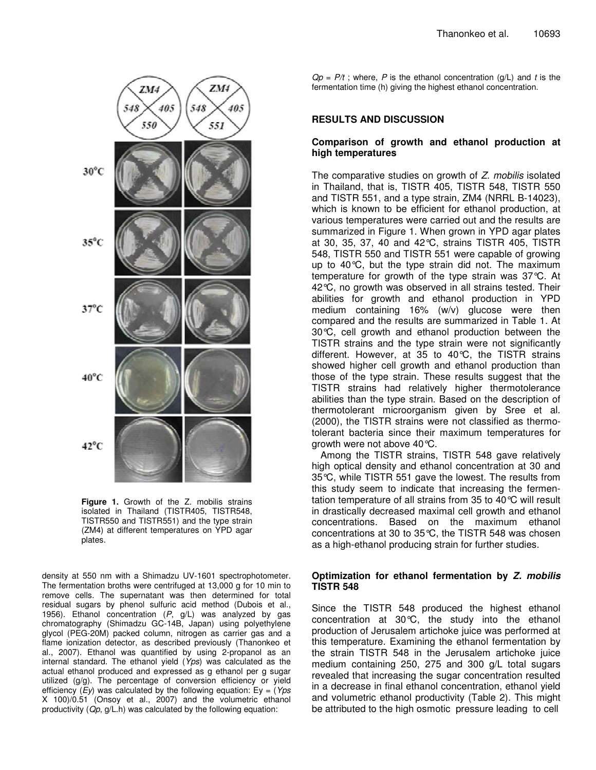ZM4
548
405
550

ZM4
548
405
551

30°C

35°C

37°C

40°C

42°C

**Figure 1.** Growth of the Z. mobilis strains isolated in Thailand (TISTR405, TISTR548, TISTR550 and TISTR551) and the type strain (ZM4) at different temperatures on YPD agar plates.

density at 550 nm with a Shimadzu UV-1601 spectrophotometer. The fermentation broths were centrifuged at 13,000 g for 10 min to remove cells. The supernatant was then determined for total residual sugars by phenol sulfuric acid method (Dubois et al., 1956). Ethanol concentration (*P*, g/L) was analyzed by gas chromatography (Shimadzu GC-14B, Japan) using polyethylene glycol (PEG-20M) packed column, nitrogen as carrier gas and a flame ionization detector, as described previously (Thanonkeo et al., 2007). Ethanol was quantified by using 2-propanol as an internal standard. The ethanol yield ($Y_{ps}$) was calculated as the actual ethanol produced and expressed as g ethanol per g sugar utilized (g/g). The percentage of conversion efficiency or yield efficiency ($E_y$) was calculated by the following equation: $E_y = (Y_{ps} \times 100)/0.51$ (Onsoy et al., 2007) and the volumetric ethanol productivity ($Q_p$, g/L.h) was calculated by the following equation:

$Q_p = P/t$ ; where, *P* is the ethanol concentration (g/L) and *t* is the fermentation time (h) giving the highest ethanol concentration.

## RESULTS AND DISCUSSION

### Comparison of growth and ethanol production at high temperatures

The comparative studies on growth of *Z. mobilis* isolated in Thailand, that is, TISTR 405, TISTR 548, TISTR 550 and TISTR 551, and a type strain, ZM4 (NRRL B-14023), which is known to be efficient for ethanol production, at various temperatures were carried out and the results are summarized in Figure 1. When grown in YPD agar plates at 30, 35, 37, 40 and 42°C, strains TISTR 405, TISTR 548, TISTR 550 and TISTR 551 were capable of growing up to 40°C, but the type strain did not. The maximum temperature for growth of the type strain was 37°C. At 42°C, no growth was observed in all strains tested. Their abilities for growth and ethanol production in YPD medium containing 16% (w/v) glucose were then compared and the results are summarized in Table 1. At 30°C, cell growth and ethanol production between the TISTR strains and the type strain were not significantly different. However, at 35 to 40°C, the TISTR strains showed higher cell growth and ethanol production than those of the type strain. These results suggest that the TISTR strains had relatively higher thermotolerance abilities than the type strain. Based on the description of thermotolerant microorganism given by Sree et al. (2000), the TISTR strains were not classified as thermotolerant bacteria since their maximum temperatures for growth were not above 40°C.

Among the TISTR strains, TISTR 548 gave relatively high optical density and ethanol concentration at 30 and 35°C, while TISTR 551 gave the lowest. The results from this study seem to indicate that increasing the fermentation temperature of all strains from 35 to 40°C will result in drastically decreased maximal cell growth and ethanol concentrations. Based on the maximum ethanol concentrations at 30 to 35°C, the TISTR 548 was chosen as a high-ethanol producing strain for further studies.

### Optimization for ethanol fermentation by *Z. mobilis* TISTR 548

Since the TISTR 548 produced the highest ethanol concentration at 30°C, the study into the ethanol production of Jerusalem artichoke juice was performed at this temperature. Examining the ethanol fermentation by the strain TISTR 548 in the Jerusalem artichoke juice medium containing 250, 275 and 300 g/L total sugars revealed that increasing the sugar concentration resulted in a decrease in final ethanol concentration, ethanol yield and volumetric ethanol productivity (Table 2). This might be attributed to the high osmotic pressure leading to cell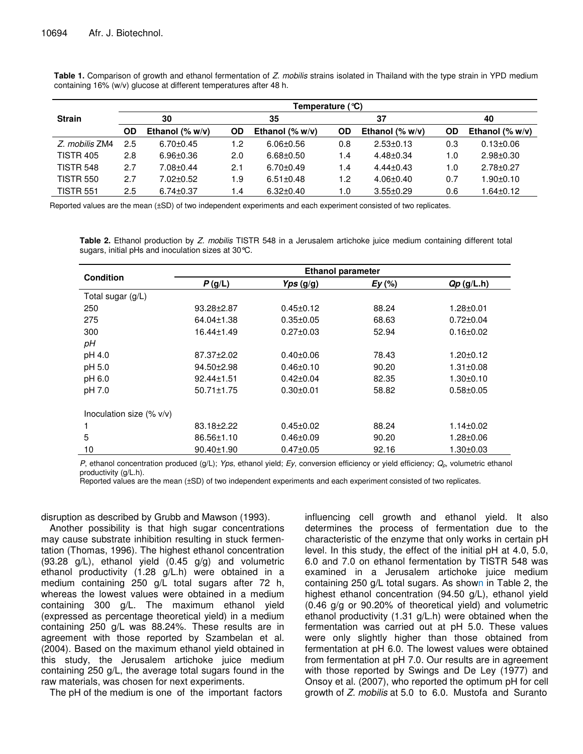**Table 1.** Comparison of growth and ethanol fermentation of *Z. mobilis* strains isolated in Thailand with the type strain in YPD medium containing 16% (w/v) glucose at different temperatures after 48 h.

| Strain | Temperature (°C) | | | | | | | |
|---|---|---|---|---|---|---|---|---|
| | 30 | | 35 | | 37 | | 40 | |
| | OD | Ethanol (% w/v) | OD | Ethanol (% w/v) | OD | Ethanol (% w/v) | OD | Ethanol (% w/v) |
| *Z. mobilis* ZM4 | 2.5 | 6.70±0.45 | 1.2 | 6.06±0.56 | 0.8 | 2.53±0.13 | 0.3 | 0.13±0.06 |
| TISTR 405 | 2.8 | 6.96±0.36 | 2.0 | 6.68±0.50 | 1.4 | 4.48±0.34 | 1.0 | 2.98±0.30 |
| TISTR 548 | 2.7 | 7.08±0.44 | 2.1 | 6.70±0.49 | 1.4 | 4.44±0.43 | 1.0 | 2.78±0.27 |
| TISTR 550 | 2.7 | 7.02±0.52 | 1.9 | 6.51±0.48 | 1.2 | 4.06±0.40 | 0.7 | 1.90±0.10 |
| TISTR 551 | 2.5 | 6.74±0.37 | 1.4 | 6.32±0.40 | 1.0 | 3.55±0.29 | 0.6 | 1.64±0.12 |

Reported values are the mean (±SD) of two independent experiments and each experiment consisted of two replicates.

**Table 2.** Ethanol production by *Z. mobilis* TISTR 548 in a Jerusalem artichoke juice medium containing different total sugars, initial pHs and inoculation sizes at 30°C.

| Condition | Ethanol parameter | | | |
|---|---|---|---|---|
| | *P* (g/L) | *Yps* (g/g) | *Ey* (%) | *Qp* (g/L.h) |
| Total sugar (g/L) | | | | |
| 250 | 93.28±2.87 | 0.45±0.12 | 88.24 | 1.28±0.01 |
| 275 | 64.04±1.38 | 0.35±0.05 | 68.63 | 0.72±0.04 |
| 300 | 16.44±1.49 | 0.27±0.03 | 52.94 | 0.16±0.02 |
| *pH* | | | | |
| pH 4.0 | 87.37±2.02 | 0.40±0.06 | 78.43 | 1.20±0.12 |
| pH 5.0 | 94.50±2.98 | 0.46±0.10 | 90.20 | 1.31±0.08 |
| pH 6.0 | 92.44±1.51 | 0.42±0.04 | 82.35 | 1.30±0.10 |
| pH 7.0 | 50.71±1.75 | 0.30±0.01 | 58.82 | 0.58±0.05 |
| Inoculation size (% v/v) | | | | |
| 1 | 83.18±2.22 | 0.45±0.02 | 88.24 | 1.14±0.02 |
| 5 | 86.56±1.10 | 0.46±0.09 | 90.20 | 1.28±0.06 |
| 10 | 90.40±1.90 | 0.47±0.05 | 92.16 | 1.30±0.03 |

*P*, ethanol concentration produced (g/L); *Yps*, ethanol yield; *Ey*, conversion efficiency or yield efficiency; $Q_p$, volumetric ethanol productivity (g/L.h).
Reported values are the mean (±SD) of two independent experiments and each experiment consisted of two replicates.

disruption as described by Grubb and Mawson (1993).

Another possibility is that high sugar concentrations may cause substrate inhibition resulting in stuck fermentation (Thomas, 1996). The highest ethanol concentration (93.28 g/L), ethanol yield (0.45 g/g) and volumetric ethanol productivity (1.28 g/L.h) were obtained in a medium containing 250 g/L total sugars after 72 h, whereas the lowest values were obtained in a medium containing 300 g/L. The maximum ethanol yield (expressed as percentage theoretical yield) in a medium containing 250 g/L was 88.24%. These results are in agreement with those reported by Szambelan et al. (2004). Based on the maximum ethanol yield obtained in this study, the Jerusalem artichoke juice medium containing 250 g/L, the average total sugars found in the raw materials, was chosen for next experiments.

The pH of the medium is one of the important factors influencing cell growth and ethanol yield. It also determines the process of fermentation due to the characteristic of the enzyme that only works in certain pH level. In this study, the effect of the initial pH at 4.0, 5.0, 6.0 and 7.0 on ethanol fermentation by TISTR 548 was examined in a Jerusalem artichoke juice medium containing 250 g/L total sugars. As shown in Table 2, the highest ethanol concentration (94.50 g/L), ethanol yield (0.46 g/g or 90.20% of theoretical yield) and volumetric ethanol productivity (1.31 g/L.h) were obtained when the fermentation was carried out at pH 5.0. These values were only slightly higher than those obtained from fermentation at pH 6.0. The lowest values were obtained from fermentation at pH 7.0. Our results are in agreement with those reported by Swings and De Ley (1977) and Onsoy et al. (2007), who reported the optimum pH for cell growth of *Z. mobilis* at 5.0 to 6.0. Mustofa and Suranto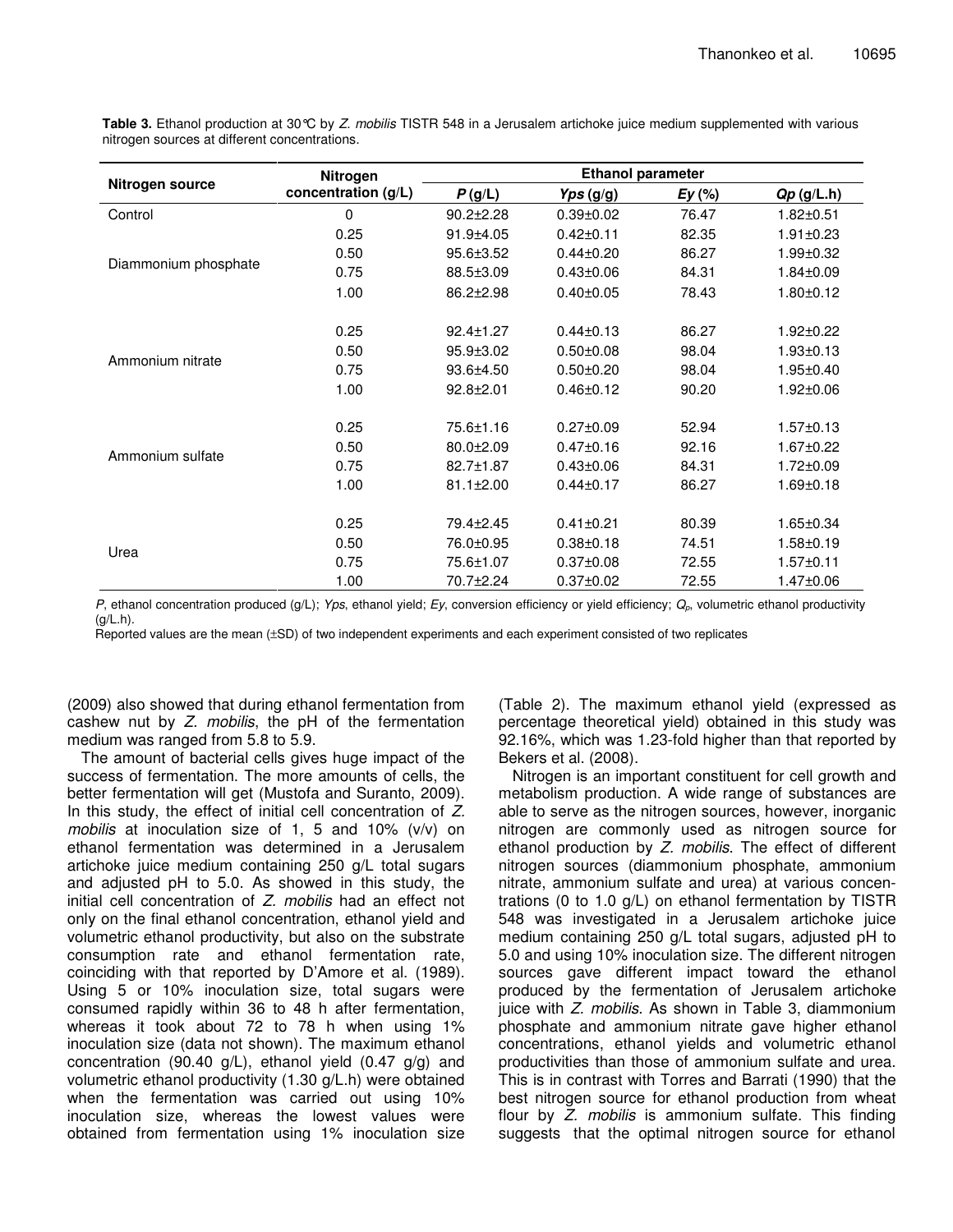**Table 3.** Ethanol production at 30°C by *Z. mobilis* TISTR 548 in a Jerusalem artichoke juice medium supplemented with various nitrogen sources at different concentrations.

| Nitrogen source | Nitrogen concentration (g/L) | Ethanol parameter | | | |
|---|---|---|---|---|---|
| | | *P* (g/L) | *Yps* (g/g) | *Ey* (%) | *Qp* (g/L.h) |
| Control | 0 | 90.2±2.28 | 0.39±0.02 | 76.47 | 1.82±0.51 |
| Diammonium phosphate | 0.25 | 91.9±4.05 | 0.42±0.11 | 82.35 | 1.91±0.23 |
| | 0.50 | 95.6±3.52 | 0.44±0.20 | 86.27 | 1.99±0.32 |
| | 0.75 | 88.5±3.09 | 0.43±0.06 | 84.31 | 1.84±0.09 |
| | 1.00 | 86.2±2.98 | 0.40±0.05 | 78.43 | 1.80±0.12 |
| Ammonium nitrate | 0.25 | 92.4±1.27 | 0.44±0.13 | 86.27 | 1.92±0.22 |
| | 0.50 | 95.9±3.02 | 0.50±0.08 | 98.04 | 1.93±0.13 |
| | 0.75 | 93.6±4.50 | 0.50±0.20 | 98.04 | 1.95±0.40 |
| | 1.00 | 92.8±2.01 | 0.46±0.12 | 90.20 | 1.92±0.06 |
| Ammonium sulfate | 0.25 | 75.6±1.16 | 0.27±0.09 | 52.94 | 1.57±0.13 |
| | 0.50 | 80.0±2.09 | 0.47±0.16 | 92.16 | 1.67±0.22 |
| | 0.75 | 82.7±1.87 | 0.43±0.06 | 84.31 | 1.72±0.09 |
| | 1.00 | 81.1±2.00 | 0.44±0.17 | 86.27 | 1.69±0.18 |
| Urea | 0.25 | 79.4±2.45 | 0.41±0.21 | 80.39 | 1.65±0.34 |
| | 0.50 | 76.0±0.95 | 0.38±0.18 | 74.51 | 1.58±0.19 |
| | 0.75 | 75.6±1.07 | 0.37±0.08 | 72.55 | 1.57±0.11 |
| | 1.00 | 70.7±2.24 | 0.37±0.02 | 72.55 | 1.47±0.06 |

*P*, ethanol concentration produced (g/L); *Yps*, ethanol yield; *Ey*, conversion efficiency or yield efficiency; $Q_p$, volumetric ethanol productivity (g/L.h).

Reported values are the mean (±SD) of two independent experiments and each experiment consisted of two replicates

(2009) also showed that during ethanol fermentation from cashew nut by *Z. mobilis*, the pH of the fermentation medium was ranged from 5.8 to 5.9.

The amount of bacterial cells gives huge impact of the success of fermentation. The more amounts of cells, the better fermentation will get (Mustofa and Suranto, 2009). In this study, the effect of initial cell concentration of *Z. mobilis* at inoculation size of 1, 5 and 10% (v/v) on ethanol fermentation was determined in a Jerusalem artichoke juice medium containing 250 g/L total sugars and adjusted pH to 5.0. As showed in this study, the initial cell concentration of *Z. mobilis* had an effect not only on the final ethanol concentration, ethanol yield and volumetric ethanol productivity, but also on the substrate consumption rate and ethanol fermentation rate, coinciding with that reported by D'Amore et al. (1989). Using 5 or 10% inoculation size, total sugars were consumed rapidly within 36 to 48 h after fermentation, whereas it took about 72 to 78 h when using 1% inoculation size (data not shown). The maximum ethanol concentration (90.40 g/L), ethanol yield (0.47 g/g) and volumetric ethanol productivity (1.30 g/L.h) were obtained when the fermentation was carried out using 10% inoculation size, whereas the lowest values were obtained from fermentation using 1% inoculation size (Table 2). The maximum ethanol yield (expressed as percentage theoretical yield) obtained in this study was 92.16%, which was 1.23-fold higher than that reported by Bekers et al. (2008).

Nitrogen is an important constituent for cell growth and metabolism production. A wide range of substances are able to serve as the nitrogen sources, however, inorganic nitrogen are commonly used as nitrogen source for ethanol production by *Z. mobilis*. The effect of different nitrogen sources (diammonium phosphate, ammonium nitrate, ammonium sulfate and urea) at various concentrations (0 to 1.0 g/L) on ethanol fermentation by TISTR 548 was investigated in a Jerusalem artichoke juice medium containing 250 g/L total sugars, adjusted pH to 5.0 and using 10% inoculation size. The different nitrogen sources gave different impact toward the ethanol produced by the fermentation of Jerusalem artichoke juice with *Z. mobilis*. As shown in Table 3, diammonium phosphate and ammonium nitrate gave higher ethanol concentrations, ethanol yields and volumetric ethanol productivities than those of ammonium sulfate and urea. This is in contrast with Torres and Barrati (1990) that the best nitrogen source for ethanol production from wheat flour by *Z. mobilis* is ammonium sulfate. This finding suggests that the optimal nitrogen source for ethanol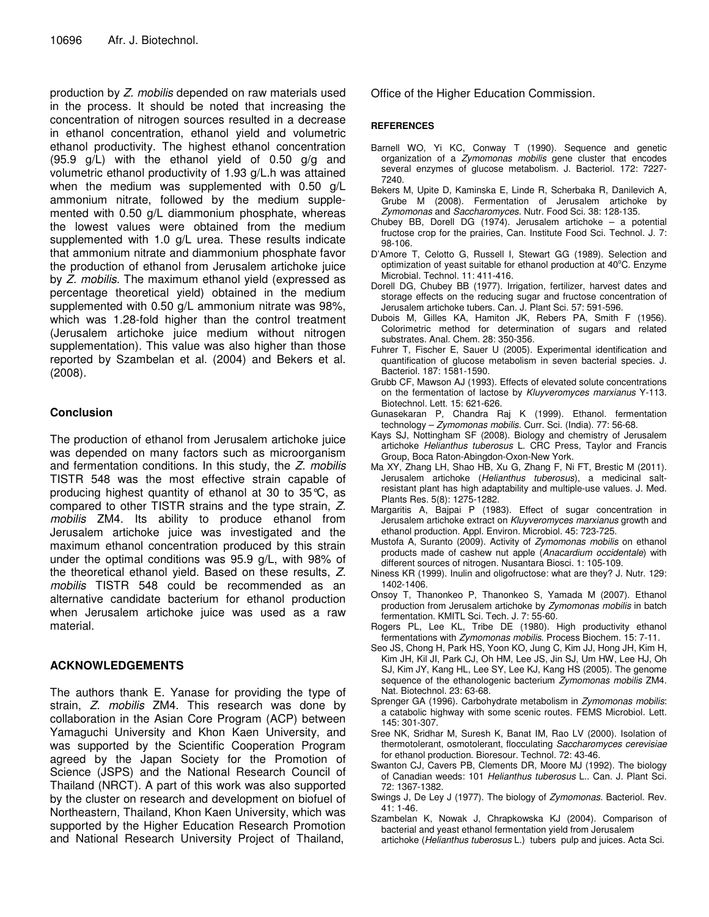production by *Z. mobilis* depended on raw materials used in the process. It should be noted that increasing the concentration of nitrogen sources resulted in a decrease in ethanol concentration, ethanol yield and volumetric ethanol productivity. The highest ethanol concentration (95.9 g/L) with the ethanol yield of 0.50 g/g and volumetric ethanol productivity of 1.93 g/L.h was attained when the medium was supplemented with 0.50 g/L ammonium nitrate, followed by the medium supplemented with 0.50 g/L diammonium phosphate, whereas the lowest values were obtained from the medium supplemented with 1.0 g/L urea. These results indicate that ammonium nitrate and diammonium phosphate favor the production of ethanol from Jerusalem artichoke juice by *Z. mobilis*. The maximum ethanol yield (expressed as percentage theoretical yield) obtained in the medium supplemented with 0.50 g/L ammonium nitrate was 98%, which was 1.28-fold higher than the control treatment (Jerusalem artichoke juice medium without nitrogen supplementation). This value was also higher than those reported by Szambelan et al. (2004) and Bekers et al. (2008).

## Conclusion

The production of ethanol from Jerusalem artichoke juice was depended on many factors such as microorganism and fermentation conditions. In this study, the *Z. mobilis* TISTR 548 was the most effective strain capable of producing highest quantity of ethanol at 30 to 35°C, as compared to other TISTR strains and the type strain, *Z. mobilis* ZM4. Its ability to produce ethanol from Jerusalem artichoke juice was investigated and the maximum ethanol concentration produced by this strain under the optimal conditions was 95.9 g/L, with 98% of the theoretical ethanol yield. Based on these results, *Z. mobilis* TISTR 548 could be recommended as an alternative candidate bacterium for ethanol production when Jerusalem artichoke juice was used as a raw material.

## ACKNOWLEDGEMENTS

The authors thank E. Yanase for providing the type of strain, *Z. mobilis* ZM4. This research was done by collaboration in the Asian Core Program (ACP) between Yamaguchi University and Khon Kaen University, and was supported by the Scientific Cooperation Program agreed by the Japan Society for the Promotion of Science (JSPS) and the National Research Council of Thailand (NRCT). A part of this work was also supported by the cluster on research and development on biofuel of Northeastern, Thailand, Khon Kaen University, which was supported by the Higher Education Research Promotion and National Research University Project of Thailand, Office of the Higher Education Commission.

## REFERENCES

Barnell WO, Yi KC, Conway T (1990). Sequence and genetic organization of a *Zymomonas mobilis* gene cluster that encodes several enzymes of glucose metabolism. J. Bacteriol. 172: 7227-7240.

Bekers M, Upite D, Kaminska E, Linde R, Scherbaka R, Danilevich A, Grube M (2008). Fermentation of Jerusalem artichoke by *Zymomonas* and *Saccharomyces*. Nutr. Food Sci. 38: 128-135.

Chubey BB, Dorell DG (1974). Jerusalem artichoke – a potential fructose crop for the prairies, Can. Institute Food Sci. Technol. J. 7: 98-106.

D'Amore T, Celotto G, Russell I, Stewart GG (1989). Selection and optimization of yeast suitable for ethanol production at 40°C. Enzyme Microbial. Technol. 11: 411-416.

Dorell DG, Chubey BB (1977). Irrigation, fertilizer, harvest dates and storage effects on the reducing sugar and fructose concentration of Jerusalem artichoke tubers. Can. J. Plant Sci. 57: 591-596.

Dubois M, Gilles KA, Hamiton JK, Rebers PA, Smith F (1956). Colorimetric method for determination of sugars and related substrates. Anal. Chem. 28: 350-356.

Fuhrer T, Fischer E, Sauer U (2005). Experimental identification and quantification of glucose metabolism in seven bacterial species. J. Bacteriol. 187: 1581-1590.

Grubb CF, Mawson AJ (1993). Effects of elevated solute concentrations on the fermentation of lactose by *Kluyveromyces marxianus* Y-113. Biotechnol. Lett. 15: 621-626.

Gunasekaran P, Chandra Raj K (1999). Ethanol. fermentation technology – *Zymomonas mobilis*. Curr. Sci. (India). 77: 56-68.

Kays SJ, Nottingham SF (2008). Biology and chemistry of Jerusalem artichoke *Helianthus tuberosus* L. CRC Press, Taylor and Francis Group, Boca Raton-Abingdon-Oxon-New York.

Ma XY, Zhang LH, Shao HB, Xu G, Zhang F, Ni FT, Brestic M (2011). Jerusalem artichoke (*Helianthus tuberosus*), a medicinal salt-resistant plant has high adaptability and multiple-use values. J. Med. Plants Res. 5(8): 1275-1282.

Margaritis A, Bajpai P (1983). Effect of sugar concentration in Jerusalem artichoke extract on *Kluyveromyces marxianus* growth and ethanol production. Appl. Environ. Microbiol. 45: 723-725.

Mustofa A, Suranto (2009). Activity of *Zymomonas mobilis* on ethanol products made of cashew nut apple (*Anacardium occidentale*) with different sources of nitrogen. Nusantara Biosci. 1: 105-109.

Niness KR (1999). Inulin and oligofructose: what are they? J. Nutr. 129: 1402-1406.

Onsoy T, Thanonkeo P, Thanonkeo S, Yamada M (2007). Ethanol production from Jerusalem artichoke by *Zymomonas mobilis* in batch fermentation. KMITL Sci. Tech. J. 7: 55-60.

Rogers PL, Lee KL, Tribe DE (1980). High productivity ethanol fermentations with *Zymomonas mobilis*. Process Biochem. 15: 7-11.

Seo JS, Chong H, Park HS, Yoon KO, Jung C, Kim JJ, Hong JH, Kim H, Kim JH, Kil JI, Park CJ, Oh HM, Lee JS, Jin SJ, Um HW, Lee HJ, Oh SJ, Kim JY, Kang HL, Lee SY, Lee KJ, Kang HS (2005). The genome sequence of the ethanologenic bacterium *Zymomonas mobilis* ZM4. Nat. Biotechnol. 23: 63-68.

Sprenger GA (1996). Carbohydrate metabolism in *Zymomonas mobilis*: a catabolic highway with some scenic routes. FEMS Microbiol. Lett. 145: 301-307.

Sree NK, Sridhar M, Suresh K, Banat IM, Rao LV (2000). Isolation of thermotolerant, osmotolerant, flocculating *Saccharomyces cerevisiae* for ethanol production. Bioresour. Technol. 72: 43-46.

Swanton CJ, Cavers PB, Clements DR, Moore MJ (1992). The biology of Canadian weeds: 101 *Helianthus tuberosus* L.. Can. J. Plant Sci. 72: 1367-1382.

Swings J, De Ley J (1977). The biology of *Zymomonas*. Bacteriol. Rev. 41: 1-46.

Szambelan K, Nowak J, Chrapkowska KJ (2004). Comparison of bacterial and yeast ethanol fermentation yield from Jerusalem artichoke (*Helianthus tuberosus* L.) tubers pulp and juices. Acta Sci.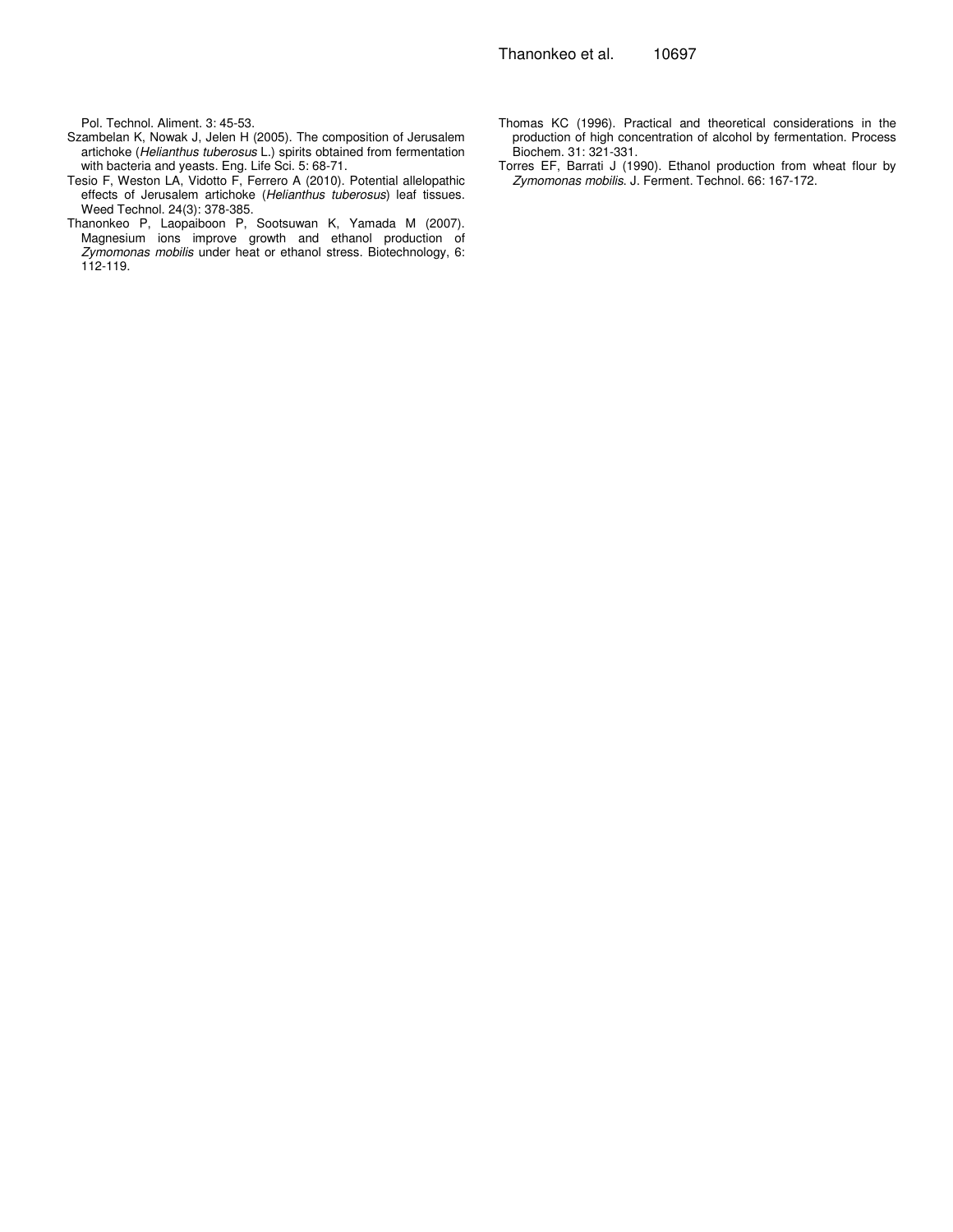Pol. Technol. Aliment. 3: 45-53.

Szambelan K, Nowak J, Jelen H (2005). The composition of Jerusalem artichoke (*Helianthus tuberosus* L.) spirits obtained from fermentation with bacteria and yeasts. Eng. Life Sci. 5: 68-71.

Tesio F, Weston LA, Vidotto F, Ferrero A (2010). Potential allelopathic effects of Jerusalem artichoke (*Helianthus tuberosus*) leaf tissues. Weed Technol. 24(3): 378-385.

Thanonkeo P, Laopaiboon P, Sootsuwan K, Yamada M (2007). Magnesium ions improve growth and ethanol production of *Zymomonas mobilis* under heat or ethanol stress. Biotechnology, 6: 112-119.

Thomas KC (1996). Practical and theoretical considerations in the production of high concentration of alcohol by fermentation. Process Biochem. 31: 321-331.

Torres EF, Barrati J (1990). Ethanol production from wheat flour by *Zymomonas mobilis*. J. Ferment. Technol. 66: 167-172.